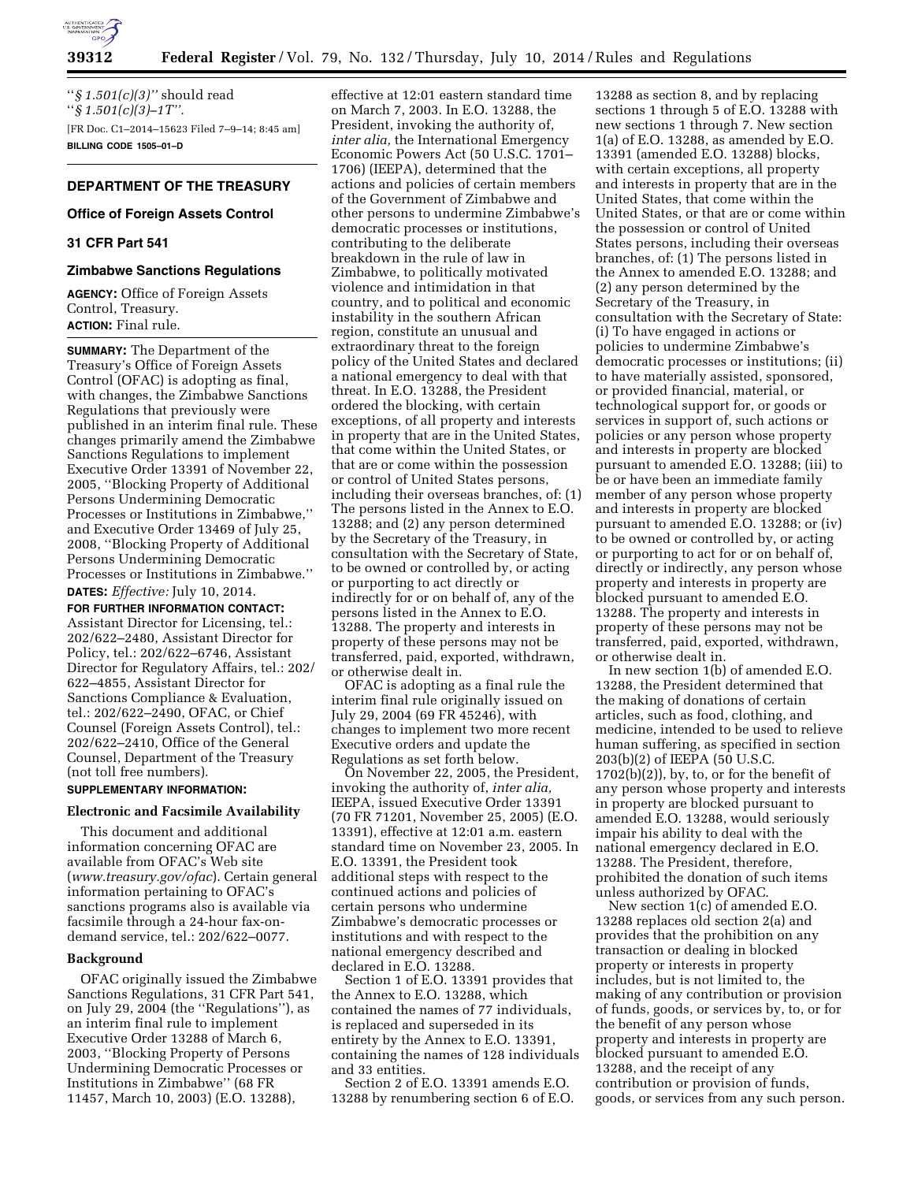"*§ 1.501(c)(3)*" should read "*§ 1.501(c)(3)–1T*".

[FR Doc. C1–2014–15623 Filed 7–9–14; 8:45 am]

**BILLING CODE 1505–01–D**

---

## DEPARTMENT OF THE TREASURY

### Office of Foreign Assets Control

### 31 CFR Part 541

### Zimbabwe Sanctions Regulations

**AGENCY:** Office of Foreign Assets Control, Treasury.

**ACTION:** Final rule.

**SUMMARY:** The Department of the Treasury's Office of Foreign Assets Control (OFAC) is adopting as final, with changes, the Zimbabwe Sanctions Regulations that previously were published in an interim final rule. These changes primarily amend the Zimbabwe Sanctions Regulations to implement Executive Order 13391 of November 22, 2005, "Blocking Property of Additional Persons Undermining Democratic Processes or Institutions in Zimbabwe," and Executive Order 13469 of July 25, 2008, "Blocking Property of Additional Persons Undermining Democratic Processes or Institutions in Zimbabwe."

**DATES:** *Effective:* July 10, 2014.

**FOR FURTHER INFORMATION CONTACT:** Assistant Director for Licensing, tel.: 202/622–2480, Assistant Director for Policy, tel.: 202/622–6746, Assistant Director for Regulatory Affairs, tel.: 202/622–4855, Assistant Director for Sanctions Compliance & Evaluation, tel.: 202/622–2490, OFAC, or Chief Counsel (Foreign Assets Control), tel.: 202/622–2410, Office of the General Counsel, Department of the Treasury (not toll free numbers).

**SUPPLEMENTARY INFORMATION:**

### Electronic and Facsimile Availability

This document and additional information concerning OFAC are available from OFAC's Web site (*www.treasury.gov/ofac*). Certain general information pertaining to OFAC's sanctions programs also is available via facsimile through a 24-hour fax-on-demand service, tel.: 202/622–0077.

### Background

OFAC originally issued the Zimbabwe Sanctions Regulations, 31 CFR Part 541, on July 29, 2004 (the "Regulations"), as an interim final rule to implement Executive Order 13288 of March 6, 2003, "Blocking Property of Persons Undermining Democratic Processes or Institutions in Zimbabwe" (68 FR 11457, March 10, 2003) (E.O. 13288), effective at 12:01 eastern standard time on March 7, 2003. In E.O. 13288, the President, invoking the authority of, *inter alia,* the International Emergency Economic Powers Act (50 U.S.C. 1701–1706) (IEEPA), determined that the actions and policies of certain members of the Government of Zimbabwe and other persons to undermine Zimbabwe's democratic processes or institutions, contributing to the deliberate breakdown in the rule of law in Zimbabwe, to politically motivated violence and intimidation in that country, and to political and economic instability in the southern African region, constitute an unusual and extraordinary threat to the foreign policy of the United States and declared a national emergency to deal with that threat. In E.O. 13288, the President ordered the blocking, with certain exceptions, of all property and interests in property that are in the United States, that come within the United States, or that are or come within the possession or control of United States persons, including their overseas branches, of: (1) The persons listed in the Annex to E.O. 13288; and (2) any person determined by the Secretary of the Treasury, in consultation with the Secretary of State, to be owned or controlled by, or acting or purporting to act directly or indirectly for or on behalf of, any of the persons listed in the Annex to E.O. 13288. The property and interests in property of these persons may not be transferred, paid, exported, withdrawn, or otherwise dealt in.

OFAC is adopting as a final rule the interim final rule originally issued on July 29, 2004 (69 FR 45246), with changes to implement two more recent Executive orders and update the Regulations as set forth below.

On November 22, 2005, the President, invoking the authority of, *inter alia,* IEEPA, issued Executive Order 13391 (70 FR 71201, November 25, 2005) (E.O. 13391), effective at 12:01 a.m. eastern standard time on November 23, 2005. In E.O. 13391, the President took additional steps with respect to the continued actions and policies of certain persons who undermine Zimbabwe's democratic processes or institutions and with respect to the national emergency described and declared in E.O. 13288.

Section 1 of E.O. 13391 provides that the Annex to E.O. 13288, which contained the names of 77 individuals, is replaced and superseded in its entirety by the Annex to E.O. 13391, containing the names of 128 individuals and 33 entities.

Section 2 of E.O. 13391 amends E.O. 13288 by renumbering section 6 of E.O. 13288 as section 8, and by replacing sections 1 through 5 of E.O. 13288 with new sections 1 through 7. New section 1(a) of E.O. 13288, as amended by E.O. 13391 (amended E.O. 13288) blocks, with certain exceptions, all property and interests in property that are in the United States, that come within the United States, or that are or come within the possession or control of United States persons, including their overseas branches, of: (1) The persons listed in the Annex to amended E.O. 13288; and (2) any person determined by the Secretary of the Treasury, in consultation with the Secretary of State: (i) To have engaged in actions or policies to undermine Zimbabwe's democratic processes or institutions; (ii) to have materially assisted, sponsored, or provided financial, material, or technological support for, or goods or services in support of, such actions or policies or any person whose property and interests in property are blocked pursuant to amended E.O. 13288; (iii) to be or have been an immediate family member of any person whose property and interests in property are blocked pursuant to amended E.O. 13288; or (iv) to be owned or controlled by, or acting or purporting to act for or on behalf of, directly or indirectly, any person whose property and interests in property are blocked pursuant to amended E.O. 13288. The property and interests in property of these persons may not be transferred, paid, exported, withdrawn, or otherwise dealt in.

In new section 1(b) of amended E.O. 13288, the President determined that the making of donations of certain articles, such as food, clothing, and medicine, intended to be used to relieve human suffering, as specified in section 203(b)(2) of IEEPA (50 U.S.C. 1702(b)(2)), by, to, or for the benefit of any person whose property and interests in property are blocked pursuant to amended E.O. 13288, would seriously impair his ability to deal with the national emergency declared in E.O. 13288. The President, therefore, prohibited the donation of such items unless authorized by OFAC.

New section 1(c) of amended E.O. 13288 replaces old section 2(a) and provides that the prohibition on any transaction or dealing in blocked property or interests in property includes, but is not limited to, the making of any contribution or provision of funds, goods, or services by, to, or for the benefit of any person whose property and interests in property are blocked pursuant to amended E.O. 13288, and the receipt of any contribution or provision of funds, goods, or services from any such person.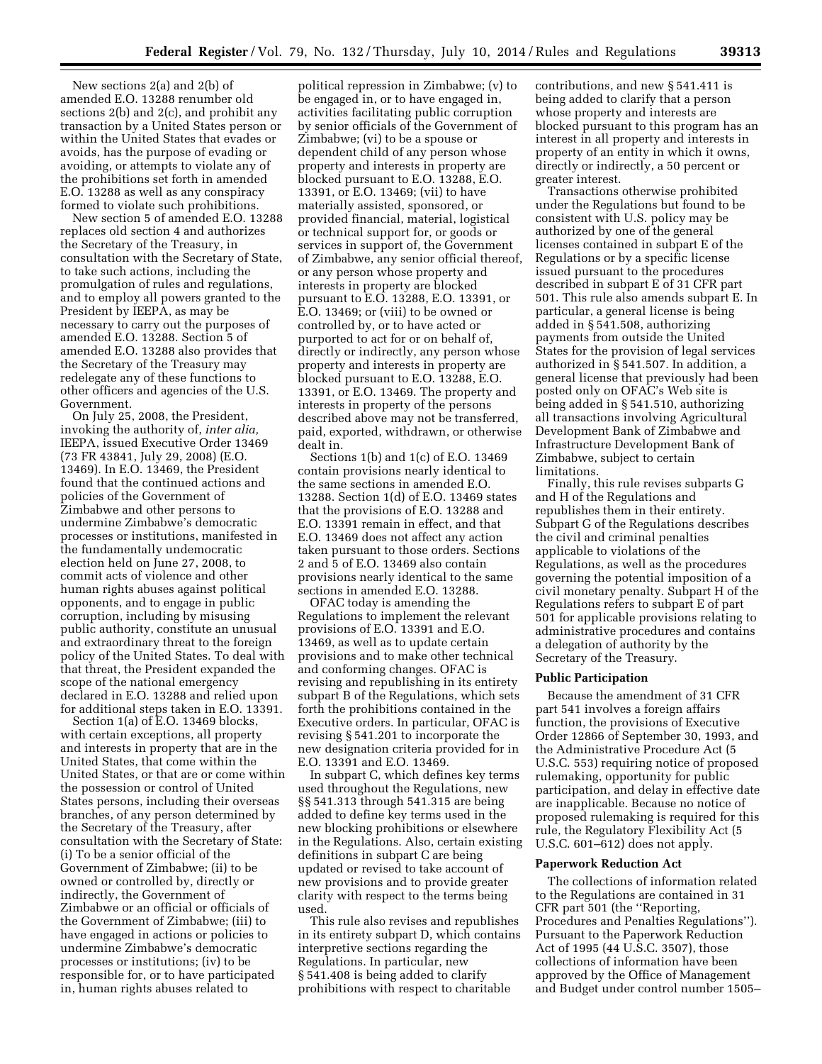New sections 2(a) and 2(b) of amended E.O. 13288 renumber old sections 2(b) and 2(c), and prohibit any transaction by a United States person or within the United States that evades or avoids, has the purpose of evading or avoiding, or attempts to violate any of the prohibitions set forth in amended E.O. 13288 as well as any conspiracy formed to violate such prohibitions.

New section 5 of amended E.O. 13288 replaces old section 4 and authorizes the Secretary of the Treasury, in consultation with the Secretary of State, to take such actions, including the promulgation of rules and regulations, and to employ all powers granted to the President by IEEPA, as may be necessary to carry out the purposes of amended E.O. 13288. Section 5 of amended E.O. 13288 also provides that the Secretary of the Treasury may redelegate any of these functions to other officers and agencies of the U.S. Government.

On July 25, 2008, the President, invoking the authority of, *inter alia,* IEEPA, issued Executive Order 13469 (73 FR 43841, July 29, 2008) (E.O. 13469). In E.O. 13469, the President found that the continued actions and policies of the Government of Zimbabwe and other persons to undermine Zimbabwe's democratic processes or institutions, manifested in the fundamentally undemocratic election held on June 27, 2008, to commit acts of violence and other human rights abuses against political opponents, and to engage in public corruption, including by misusing public authority, constitute an unusual and extraordinary threat to the foreign policy of the United States. To deal with that threat, the President expanded the scope of the national emergency declared in E.O. 13288 and relied upon for additional steps taken in E.O. 13391.

Section 1(a) of E.O. 13469 blocks, with certain exceptions, all property and interests in property that are in the United States, that come within the United States, or that are or come within the possession or control of United States persons, including their overseas branches, of any person determined by the Secretary of the Treasury, after consultation with the Secretary of State: (i) To be a senior official of the Government of Zimbabwe; (ii) to be owned or controlled by, directly or indirectly, the Government of Zimbabwe or an official or officials of the Government of Zimbabwe; (iii) to have engaged in actions or policies to undermine Zimbabwe's democratic processes or institutions; (iv) to be responsible for, or to have participated in, human rights abuses related to political repression in Zimbabwe; (v) to be engaged in, or to have engaged in, activities facilitating public corruption by senior officials of the Government of Zimbabwe; (vi) to be a spouse or dependent child of any person whose property and interests in property are blocked pursuant to E.O. 13288, E.O. 13391, or E.O. 13469; (vii) to have materially assisted, sponsored, or provided financial, material, logistical or technical support for, or goods or services in support of, the Government of Zimbabwe, any senior official thereof, or any person whose property and interests in property are blocked pursuant to E.O. 13288, E.O. 13391, or E.O. 13469; or (viii) to be owned or controlled by, or to have acted or purported to act for or on behalf of, directly or indirectly, any person whose property and interests in property are blocked pursuant to E.O. 13288, E.O. 13391, or E.O. 13469. The property and interests in property of the persons described above may not be transferred, paid, exported, withdrawn, or otherwise dealt in.

Sections 1(b) and 1(c) of E.O. 13469 contain provisions nearly identical to the same sections in amended E.O. 13288. Section 1(d) of E.O. 13469 states that the provisions of E.O. 13288 and E.O. 13391 remain in effect, and that E.O. 13469 does not affect any action taken pursuant to those orders. Sections 2 and 5 of E.O. 13469 also contain provisions nearly identical to the same sections in amended E.O. 13288.

OFAC today is amending the Regulations to implement the relevant provisions of E.O. 13391 and E.O. 13469, as well as to update certain provisions and to make other technical and conforming changes. OFAC is revising and republishing in its entirety subpart B of the Regulations, which sets forth the prohibitions contained in the Executive orders. In particular, OFAC is revising § 541.201 to incorporate the new designation criteria provided for in E.O. 13391 and E.O. 13469.

In subpart C, which defines key terms used throughout the Regulations, new §§ 541.313 through 541.315 are being added to define key terms used in the new blocking prohibitions or elsewhere in the Regulations. Also, certain existing definitions in subpart C are being updated or revised to take account of new provisions and to provide greater clarity with respect to the terms being used.

This rule also revises and republishes in its entirety subpart D, which contains interpretive sections regarding the Regulations. In particular, new § 541.408 is being added to clarify prohibitions with respect to charitable contributions, and new § 541.411 is being added to clarify that a person whose property and interests are blocked pursuant to this program has an interest in all property and interests in property of an entity in which it owns, directly or indirectly, a 50 percent or greater interest.

Transactions otherwise prohibited under the Regulations but found to be consistent with U.S. policy may be authorized by one of the general licenses contained in subpart E of the Regulations or by a specific license issued pursuant to the procedures described in subpart E of 31 CFR part 501. This rule also amends subpart E. In particular, a general license is being added in § 541.508, authorizing payments from outside the United States for the provision of legal services authorized in § 541.507. In addition, a general license that previously had been posted only on OFAC's Web site is being added in § 541.510, authorizing all transactions involving Agricultural Development Bank of Zimbabwe and Infrastructure Development Bank of Zimbabwe, subject to certain limitations.

Finally, this rule revises subparts G and H of the Regulations and republishes them in their entirety. Subpart G of the Regulations describes the civil and criminal penalties applicable to violations of the Regulations, as well as the procedures governing the potential imposition of a civil monetary penalty. Subpart H of the Regulations refers to subpart E of part 501 for applicable provisions relating to administrative procedures and contains a delegation of authority by the Secretary of the Treasury.

### Public Participation

Because the amendment of 31 CFR part 541 involves a foreign affairs function, the provisions of Executive Order 12866 of September 30, 1993, and the Administrative Procedure Act (5 U.S.C. 553) requiring notice of proposed rulemaking, opportunity for public participation, and delay in effective date are inapplicable. Because no notice of proposed rulemaking is required for this rule, the Regulatory Flexibility Act (5 U.S.C. 601–612) does not apply.

### Paperwork Reduction Act

The collections of information related to the Regulations are contained in 31 CFR part 501 (the ''Reporting, Procedures and Penalties Regulations''). Pursuant to the Paperwork Reduction Act of 1995 (44 U.S.C. 3507), those collections of information have been approved by the Office of Management and Budget under control number 1505–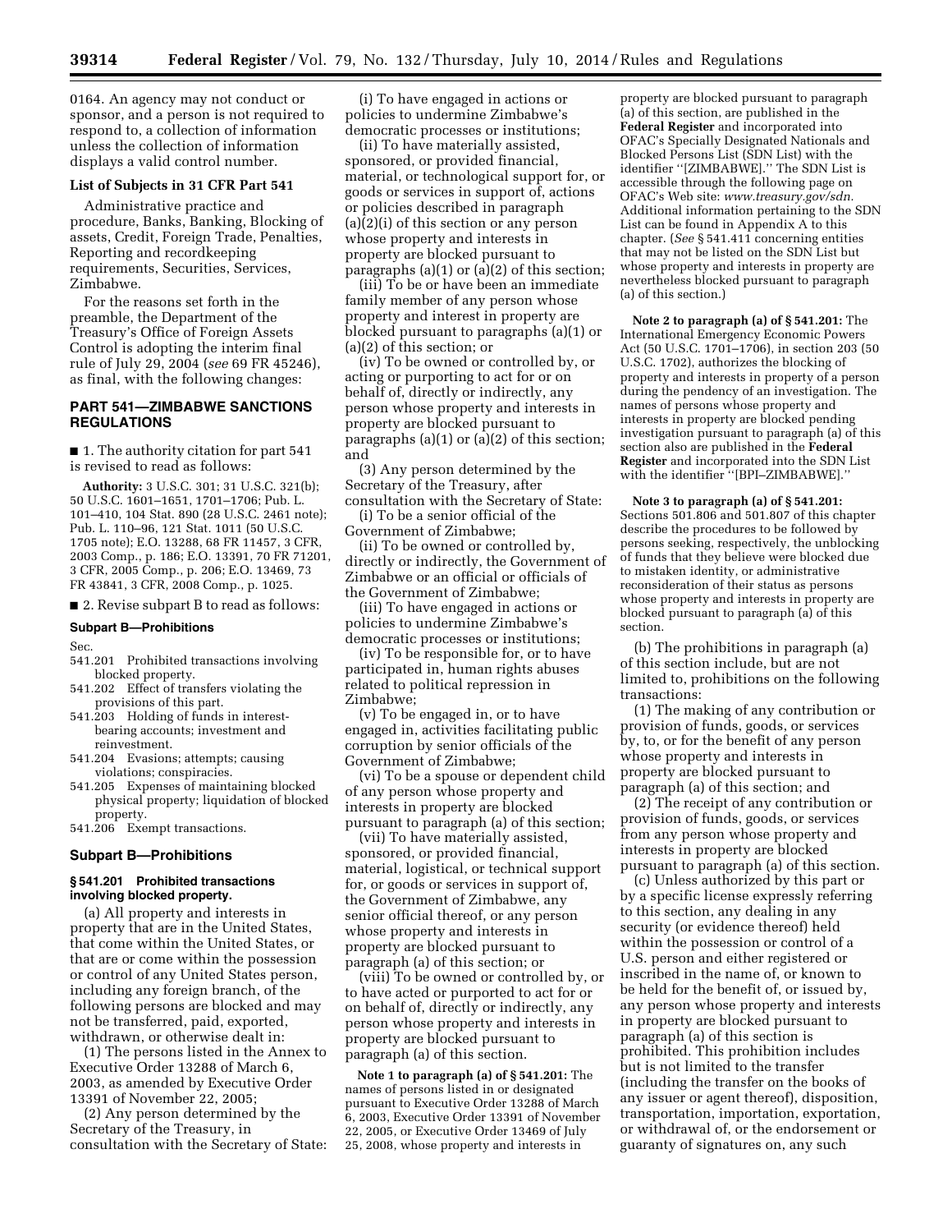0164. An agency may not conduct or sponsor, and a person is not required to respond to, a collection of information unless the collection of information displays a valid control number.

**List of Subjects in 31 CFR Part 541**

Administrative practice and procedure, Banks, Banking, Blocking of assets, Credit, Foreign Trade, Penalties, Reporting and recordkeeping requirements, Securities, Services, Zimbabwe.

For the reasons set forth in the preamble, the Department of the Treasury's Office of Foreign Assets Control is adopting the interim final rule of July 29, 2004 (*see* 69 FR 45246), as final, with the following changes:

## PART 541—ZIMBABWE SANCTIONS REGULATIONS

■ 1. The authority citation for part 541 is revised to read as follows:

**Authority:** 3 U.S.C. 301; 31 U.S.C. 321(b); 50 U.S.C. 1601–1651, 1701–1706; Pub. L. 101–410, 104 Stat. 890 (28 U.S.C. 2461 note); Pub. L. 110–96, 121 Stat. 1011 (50 U.S.C. 1705 note); E.O. 13288, 68 FR 11457, 3 CFR, 2003 Comp., p. 186; E.O. 13391, 70 FR 71201, 3 CFR, 2005 Comp., p. 206; E.O. 13469, 73 FR 43841, 3 CFR, 2008 Comp., p. 1025.

■ 2. Revise subpart B to read as follows:

### Subpart B—Prohibitions

Sec.
541.201 Prohibited transactions involving blocked property.
541.202 Effect of transfers violating the provisions of this part.
541.203 Holding of funds in interest-bearing accounts; investment and reinvestment.
541.204 Evasions; attempts; causing violations; conspiracies.
541.205 Expenses of maintaining blocked physical property; liquidation of blocked property.
541.206 Exempt transactions.

### Subpart B—Prohibitions

#### § 541.201 Prohibited transactions involving blocked property.

(a) All property and interests in property that are in the United States, that come within the United States, or that are or come within the possession or control of any United States person, including any foreign branch, of the following persons are blocked and may not be transferred, paid, exported, withdrawn, or otherwise dealt in:

(1) The persons listed in the Annex to Executive Order 13288 of March 6, 2003, as amended by Executive Order 13391 of November 22, 2005;

(2) Any person determined by the Secretary of the Treasury, in consultation with the Secretary of State:

(i) To have engaged in actions or policies to undermine Zimbabwe's democratic processes or institutions;

(ii) To have materially assisted, sponsored, or provided financial, material, or technological support for, or goods or services in support of, actions or policies described in paragraph (a)(2)(i) of this section or any person whose property and interests in property are blocked pursuant to paragraphs (a)(1) or (a)(2) of this section;

(iii) To be or have been an immediate family member of any person whose property and interest in property are blocked pursuant to paragraphs (a)(1) or (a)(2) of this section; or

(iv) To be owned or controlled by, or acting or purporting to act for or on behalf of, directly or indirectly, any person whose property and interests in property are blocked pursuant to paragraphs (a)(1) or (a)(2) of this section; and

(3) Any person determined by the Secretary of the Treasury, after consultation with the Secretary of State:

(i) To be a senior official of the Government of Zimbabwe;

(ii) To be owned or controlled by, directly or indirectly, the Government of Zimbabwe or an official or officials of the Government of Zimbabwe;

(iii) To have engaged in actions or policies to undermine Zimbabwe's democratic processes or institutions;

(iv) To be responsible for, or to have participated in, human rights abuses related to political repression in Zimbabwe;

(v) To be engaged in, or to have engaged in, activities facilitating public corruption by senior officials of the Government of Zimbabwe;

(vi) To be a spouse or dependent child of any person whose property and interests in property are blocked pursuant to paragraph (a) of this section;

(vii) To have materially assisted, sponsored, or provided financial, material, logistical, or technical support for, or goods or services in support of, the Government of Zimbabwe, any senior official thereof, or any person whose property and interests in property are blocked pursuant to paragraph (a) of this section; or

(viii) To be owned or controlled by, or to have acted or purported to act for or on behalf of, directly or indirectly, any person whose property and interests in property are blocked pursuant to paragraph (a) of this section.

**Note 1 to paragraph (a) of § 541.201:** The names of persons listed in or designated pursuant to Executive Order 13288 of March 6, 2003, Executive Order 13391 of November 22, 2005, or Executive Order 13469 of July 25, 2008, whose property and interests in property are blocked pursuant to paragraph (a) of this section, are published in the **Federal Register** and incorporated into OFAC's Specially Designated Nationals and Blocked Persons List (SDN List) with the identifier ''[ZIMBABWE].'' The SDN List is accessible through the following page on OFAC's Web site: *www.treasury.gov/sdn.* Additional information pertaining to the SDN List can be found in Appendix A to this chapter. (*See* § 541.411 concerning entities that may not be listed on the SDN List but whose property and interests in property are nevertheless blocked pursuant to paragraph (a) of this section.)

**Note 2 to paragraph (a) of § 541.201:** The International Emergency Economic Powers Act (50 U.S.C. 1701–1706), in section 203 (50 U.S.C. 1702), authorizes the blocking of property and interests in property of a person during the pendency of an investigation. The names of persons whose property and interests in property are blocked pending investigation pursuant to paragraph (a) of this section also are published in the **Federal Register** and incorporated into the SDN List with the identifier ''[BPI–ZIMBABWE].''

**Note 3 to paragraph (a) of § 541.201:** Sections 501.806 and 501.807 of this chapter describe the procedures to be followed by persons seeking, respectively, the unblocking of funds that they believe were blocked due to mistaken identity, or administrative reconsideration of their status as persons whose property and interests in property are blocked pursuant to paragraph (a) of this section.

(b) The prohibitions in paragraph (a) of this section include, but are not limited to, prohibitions on the following transactions:

(1) The making of any contribution or provision of funds, goods, or services by, to, or for the benefit of any person whose property and interests in property are blocked pursuant to paragraph (a) of this section; and

(2) The receipt of any contribution or provision of funds, goods, or services from any person whose property and interests in property are blocked pursuant to paragraph (a) of this section.

(c) Unless authorized by this part or by a specific license expressly referring to this section, any dealing in any security (or evidence thereof) held within the possession or control of a U.S. person and either registered or inscribed in the name of, or known to be held for the benefit of, or issued by, any person whose property and interests in property are blocked pursuant to paragraph (a) of this section is prohibited. This prohibition includes but is not limited to the transfer (including the transfer on the books of any issuer or agent thereof), disposition, transportation, importation, exportation, or withdrawal of, or the endorsement or guaranty of signatures on, any such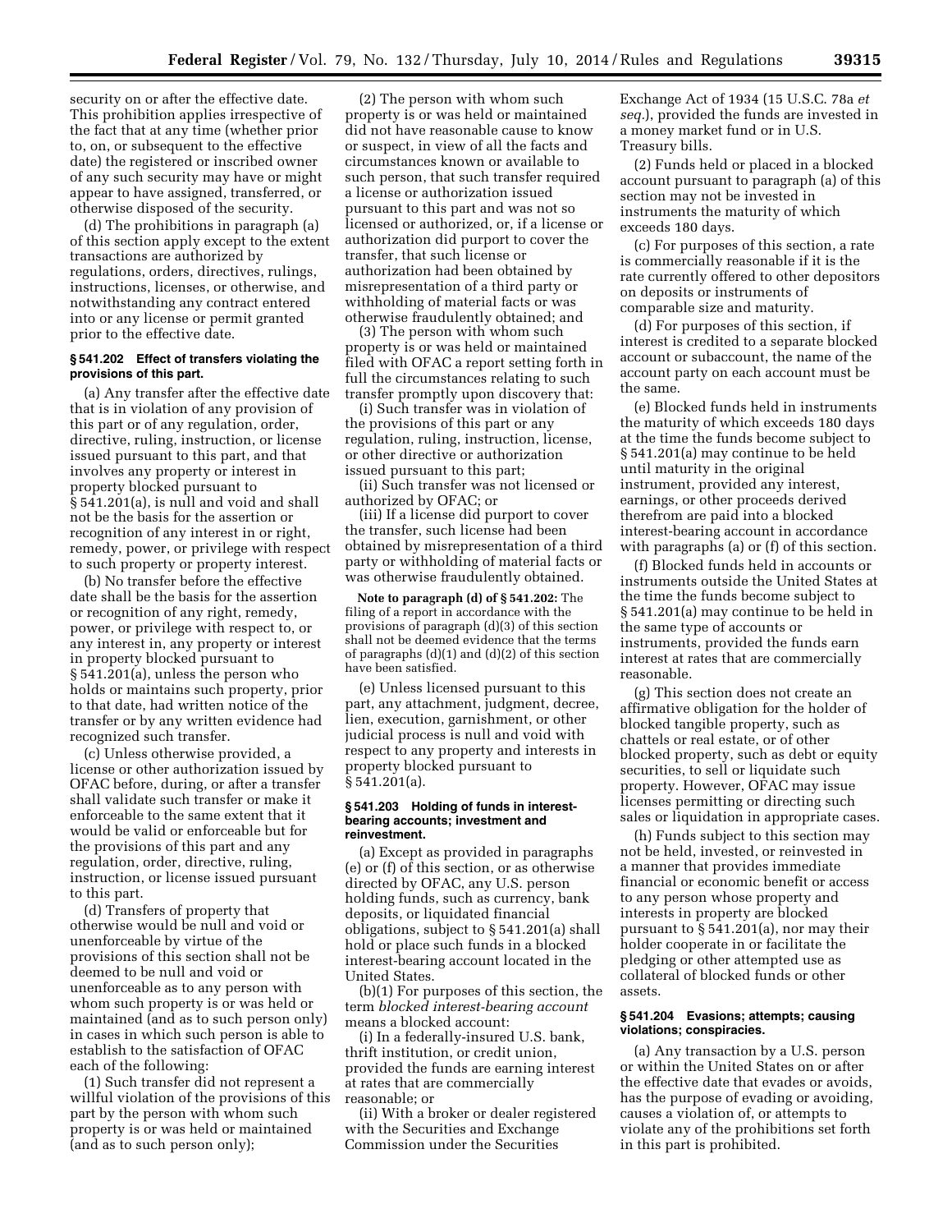security on or after the effective date. This prohibition applies irrespective of the fact that at any time (whether prior to, on, or subsequent to the effective date) the registered or inscribed owner of any such security may have or might appear to have assigned, transferred, or otherwise disposed of the security.

(d) The prohibitions in paragraph (a) of this section apply except to the extent transactions are authorized by regulations, orders, directives, rulings, instructions, licenses, or otherwise, and notwithstanding any contract entered into or any license or permit granted prior to the effective date.

#### § 541.202 Effect of transfers violating the provisions of this part.

(a) Any transfer after the effective date that is in violation of any provision of this part or of any regulation, order, directive, ruling, instruction, or license issued pursuant to this part, and that involves any property or interest in property blocked pursuant to § 541.201(a), is null and void and shall not be the basis for the assertion or recognition of any interest in or right, remedy, power, or privilege with respect to such property or property interest.

(b) No transfer before the effective date shall be the basis for the assertion or recognition of any right, remedy, power, or privilege with respect to, or any interest in, any property or interest in property blocked pursuant to § 541.201(a), unless the person who holds or maintains such property, prior to that date, had written notice of the transfer or by any written evidence had recognized such transfer.

(c) Unless otherwise provided, a license or other authorization issued by OFAC before, during, or after a transfer shall validate such transfer or make it enforceable to the same extent that it would be valid or enforceable but for the provisions of this part and any regulation, order, directive, ruling, instruction, or license issued pursuant to this part.

(d) Transfers of property that otherwise would be null and void or unenforceable by virtue of the provisions of this section shall not be deemed to be null and void or unenforceable as to any person with whom such property is or was held or maintained (and as to such person only) in cases in which such person is able to establish to the satisfaction of OFAC each of the following:

(1) Such transfer did not represent a willful violation of the provisions of this part by the person with whom such property is or was held or maintained (and as to such person only);

(2) The person with whom such property is or was held or maintained did not have reasonable cause to know or suspect, in view of all the facts and circumstances known or available to such person, that such transfer required a license or authorization issued pursuant to this part and was not so licensed or authorized, or, if a license or authorization did purport to cover the transfer, that such license or authorization had been obtained by misrepresentation of a third party or withholding of material facts or was otherwise fraudulently obtained; and

(3) The person with whom such property is or was held or maintained filed with OFAC a report setting forth in full the circumstances relating to such transfer promptly upon discovery that:

(i) Such transfer was in violation of the provisions of this part or any regulation, ruling, instruction, license, or other directive or authorization issued pursuant to this part;

(ii) Such transfer was not licensed or authorized by OFAC; or

(iii) If a license did purport to cover the transfer, such license had been obtained by misrepresentation of a third party or withholding of material facts or was otherwise fraudulently obtained.

**Note to paragraph (d) of § 541.202:** The filing of a report in accordance with the provisions of paragraph (d)(3) of this section shall not be deemed evidence that the terms of paragraphs (d)(1) and (d)(2) of this section have been satisfied.

(e) Unless licensed pursuant to this part, any attachment, judgment, decree, lien, execution, garnishment, or other judicial process is null and void with respect to any property and interests in property blocked pursuant to § 541.201(a).

#### § 541.203 Holding of funds in interest-bearing accounts; investment and reinvestment.

(a) Except as provided in paragraphs (e) or (f) of this section, or as otherwise directed by OFAC, any U.S. person holding funds, such as currency, bank deposits, or liquidated financial obligations, subject to § 541.201(a) shall hold or place such funds in a blocked interest-bearing account located in the United States.

(b)(1) For purposes of this section, the term *blocked interest-bearing account* means a blocked account:

(i) In a federally-insured U.S. bank, thrift institution, or credit union, provided the funds are earning interest at rates that are commercially reasonable; or

(ii) With a broker or dealer registered with the Securities and Exchange Commission under the Securities Exchange Act of 1934 (15 U.S.C. 78a *et seq.*), provided the funds are invested in a money market fund or in U.S. Treasury bills.

(2) Funds held or placed in a blocked account pursuant to paragraph (a) of this section may not be invested in instruments the maturity of which exceeds 180 days.

(c) For purposes of this section, a rate is commercially reasonable if it is the rate currently offered to other depositors on deposits or instruments of comparable size and maturity.

(d) For purposes of this section, if interest is credited to a separate blocked account or subaccount, the name of the account party on each account must be the same.

(e) Blocked funds held in instruments the maturity of which exceeds 180 days at the time the funds become subject to § 541.201(a) may continue to be held until maturity in the original instrument, provided any interest, earnings, or other proceeds derived therefrom are paid into a blocked interest-bearing account in accordance with paragraphs (a) or (f) of this section.

(f) Blocked funds held in accounts or instruments outside the United States at the time the funds become subject to § 541.201(a) may continue to be held in the same type of accounts or instruments, provided the funds earn interest at rates that are commercially reasonable.

(g) This section does not create an affirmative obligation for the holder of blocked tangible property, such as chattels or real estate, or of other blocked property, such as debt or equity securities, to sell or liquidate such property. However, OFAC may issue licenses permitting or directing such sales or liquidation in appropriate cases.

(h) Funds subject to this section may not be held, invested, or reinvested in a manner that provides immediate financial or economic benefit or access to any person whose property and interests in property are blocked pursuant to § 541.201(a), nor may their holder cooperate in or facilitate the pledging or other attempted use as collateral of blocked funds or other assets.

#### § 541.204 Evasions; attempts; causing violations; conspiracies.

(a) Any transaction by a U.S. person or within the United States on or after the effective date that evades or avoids, has the purpose of evading or avoiding, causes a violation of, or attempts to violate any of the prohibitions set forth in this part is prohibited.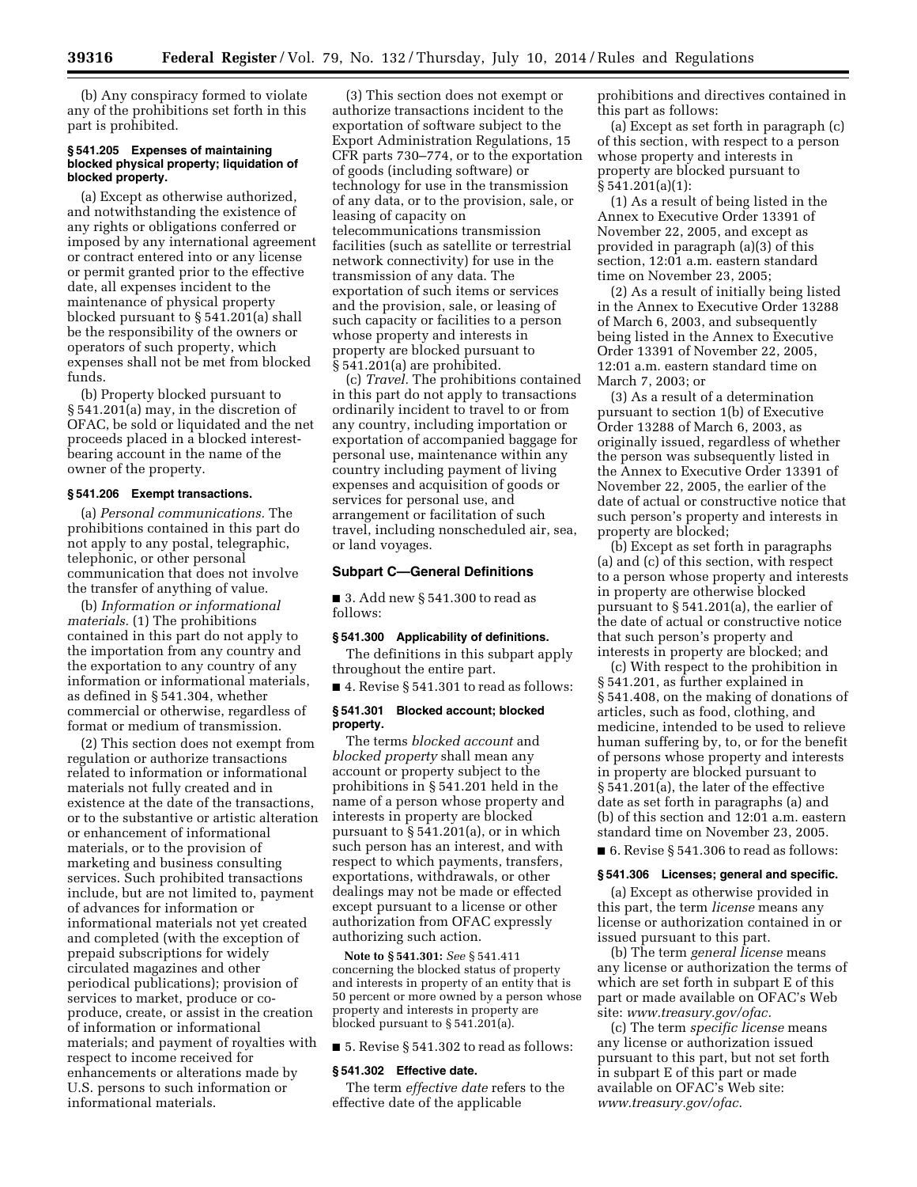(b) Any conspiracy formed to violate any of the prohibitions set forth in this part is prohibited.

#### § 541.205 Expenses of maintaining blocked physical property; liquidation of blocked property.

(a) Except as otherwise authorized, and notwithstanding the existence of any rights or obligations conferred or imposed by any international agreement or contract entered into or any license or permit granted prior to the effective date, all expenses incident to the maintenance of physical property blocked pursuant to § 541.201(a) shall be the responsibility of the owners or operators of such property, which expenses shall not be met from blocked funds.

(b) Property blocked pursuant to § 541.201(a) may, in the discretion of OFAC, be sold or liquidated and the net proceeds placed in a blocked interest-bearing account in the name of the owner of the property.

#### § 541.206 Exempt transactions.

(a) *Personal communications.* The prohibitions contained in this part do not apply to any postal, telegraphic, telephonic, or other personal communication that does not involve the transfer of anything of value.

(b) *Information or informational materials.* (1) The prohibitions contained in this part do not apply to the importation from any country and the exportation to any country of any information or informational materials, as defined in § 541.304, whether commercial or otherwise, regardless of format or medium of transmission.

(2) This section does not exempt from regulation or authorize transactions related to information or informational materials not fully created and in existence at the date of the transactions, or to the substantive or artistic alteration or enhancement of informational materials, or to the provision of marketing and business consulting services. Such prohibited transactions include, but are not limited to, payment of advances for information or informational materials not yet created and completed (with the exception of prepaid subscriptions for widely circulated magazines and other periodical publications); provision of services to market, produce or co-produce, create, or assist in the creation of information or informational materials; and payment of royalties with respect to income received for enhancements or alterations made by U.S. persons to such information or informational materials.

(3) This section does not exempt or authorize transactions incident to the exportation of software subject to the Export Administration Regulations, 15 CFR parts 730–774, or to the exportation of goods (including software) or technology for use in the transmission of any data, or to the provision, sale, or leasing of capacity on telecommunications transmission facilities (such as satellite or terrestrial network connectivity) for use in the transmission of any data. The exportation of such items or services and the provision, sale, or leasing of such capacity or facilities to a person whose property and interests in property are blocked pursuant to § 541.201(a) are prohibited.

(c) *Travel.* The prohibitions contained in this part do not apply to transactions ordinarily incident to travel to or from any country, including importation or exportation of accompanied baggage for personal use, maintenance within any country including payment of living expenses and acquisition of goods or services for personal use, and arrangement or facilitation of such travel, including nonscheduled air, sea, or land voyages.

### Subpart C—General Definitions

■ 3. Add new § 541.300 to read as follows:

#### § 541.300 Applicability of definitions.

The definitions in this subpart apply throughout the entire part.

■ 4. Revise § 541.301 to read as follows:

#### § 541.301 Blocked account; blocked property.

The terms *blocked account* and *blocked property* shall mean any account or property subject to the prohibitions in § 541.201 held in the name of a person whose property and interests in property are blocked pursuant to § 541.201(a), or in which such person has an interest, and with respect to which payments, transfers, exportations, withdrawals, or other dealings may not be made or effected except pursuant to a license or other authorization from OFAC expressly authorizing such action.

**Note to § 541.301:** *See* § 541.411 concerning the blocked status of property and interests in property of an entity that is 50 percent or more owned by a person whose property and interests in property are blocked pursuant to § 541.201(a).

■ 5. Revise § 541.302 to read as follows:

#### § 541.302 Effective date.

The term *effective date* refers to the effective date of the applicable prohibitions and directives contained in this part as follows:

(a) Except as set forth in paragraph (c) of this section, with respect to a person whose property and interests in property are blocked pursuant to § 541.201(a)(1):

(1) As a result of being listed in the Annex to Executive Order 13391 of November 22, 2005, and except as provided in paragraph (a)(3) of this section, 12:01 a.m. eastern standard time on November 23, 2005;

(2) As a result of initially being listed in the Annex to Executive Order 13288 of March 6, 2003, and subsequently being listed in the Annex to Executive Order 13391 of November 22, 2005, 12:01 a.m. eastern standard time on March 7, 2003; or

(3) As a result of a determination pursuant to section 1(b) of Executive Order 13288 of March 6, 2003, as originally issued, regardless of whether the person was subsequently listed in the Annex to Executive Order 13391 of November 22, 2005, the earlier of the date of actual or constructive notice that such person's property and interests in property are blocked;

(b) Except as set forth in paragraphs (a) and (c) of this section, with respect to a person whose property and interests in property are otherwise blocked pursuant to § 541.201(a), the earlier of the date of actual or constructive notice that such person's property and interests in property are blocked; and

(c) With respect to the prohibition in § 541.201, as further explained in § 541.408, on the making of donations of articles, such as food, clothing, and medicine, intended to be used to relieve human suffering by, to, or for the benefit of persons whose property and interests in property are blocked pursuant to § 541.201(a), the later of the effective date as set forth in paragraphs (a) and (b) of this section and 12:01 a.m. eastern standard time on November 23, 2005.

■ 6. Revise § 541.306 to read as follows:

#### § 541.306 Licenses; general and specific.

(a) Except as otherwise provided in this part, the term *license* means any license or authorization contained in or issued pursuant to this part.

(b) The term *general license* means any license or authorization the terms of which are set forth in subpart E of this part or made available on OFAC's Web site: *www.treasury.gov/ofac.*

(c) The term *specific license* means any license or authorization issued pursuant to this part, but not set forth in subpart E of this part or made available on OFAC's Web site: *www.treasury.gov/ofac.*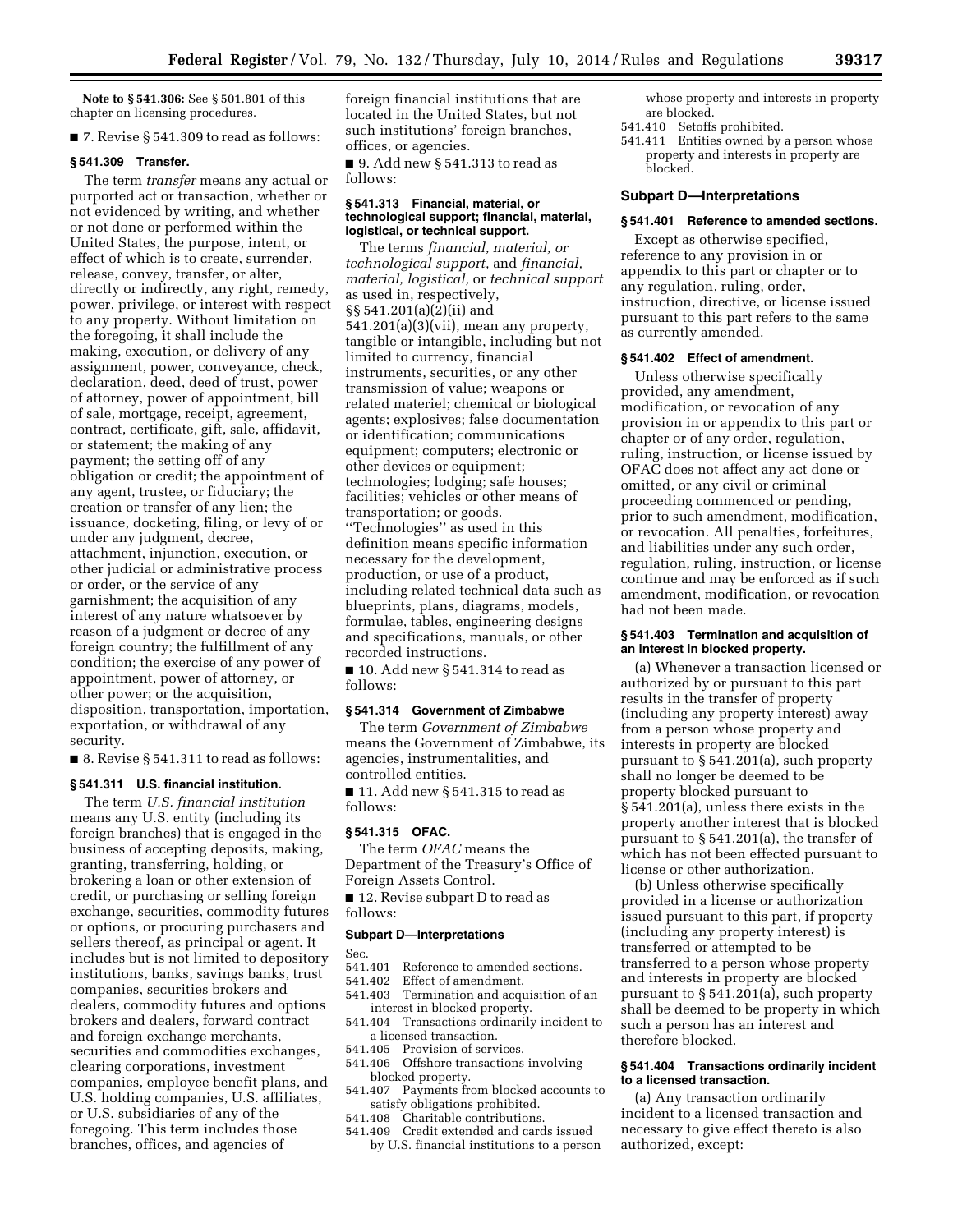**Note to § 541.306:** See § 501.801 of this chapter on licensing procedures.

■ 7. Revise § 541.309 to read as follows:

### § 541.309 Transfer.

The term *transfer* means any actual or purported act or transaction, whether or not evidenced by writing, and whether or not done or performed within the United States, the purpose, intent, or effect of which is to create, surrender, release, convey, transfer, or alter, directly or indirectly, any right, remedy, power, privilege, or interest with respect to any property. Without limitation on the foregoing, it shall include the making, execution, or delivery of any assignment, power, conveyance, check, declaration, deed, deed of trust, power of attorney, power of appointment, bill of sale, mortgage, receipt, agreement, contract, certificate, gift, sale, affidavit, or statement; the making of any payment; the setting off of any obligation or credit; the appointment of any agent, trustee, or fiduciary; the creation or transfer of any lien; the issuance, docketing, filing, or levy of or under any judgment, decree, attachment, injunction, execution, or other judicial or administrative process or order, or the service of any garnishment; the acquisition of any interest of any nature whatsoever by reason of a judgment or decree of any foreign country; the fulfillment of any condition; the exercise of any power of appointment, power of attorney, or other power; or the acquisition, disposition, transportation, importation, exportation, or withdrawal of any security.

■ 8. Revise § 541.311 to read as follows:

### § 541.311 U.S. financial institution.

The term *U.S. financial institution* means any U.S. entity (including its foreign branches) that is engaged in the business of accepting deposits, making, granting, transferring, holding, or brokering a loan or other extension of credit, or purchasing or selling foreign exchange, securities, commodity futures or options, or procuring purchasers and sellers thereof, as principal or agent. It includes but is not limited to depository institutions, banks, savings banks, trust companies, securities brokers and dealers, commodity futures and options brokers and dealers, forward contract and foreign exchange merchants, securities and commodities exchanges, clearing corporations, investment companies, employee benefit plans, and U.S. holding companies, U.S. affiliates, or U.S. subsidiaries of any of the foregoing. This term includes those branches, offices, and agencies of foreign financial institutions that are located in the United States, but not such institutions' foreign branches, offices, or agencies.

■ 9. Add new § 541.313 to read as follows:

### § 541.313 Financial, material, or technological support; financial, material, logistical, or technical support.

The terms *financial, material, or technological support,* and *financial, material, logistical,* or *technical support* as used in, respectively, §§ 541.201(a)(2)(ii) and 541.201(a)(3)(vii), mean any property, tangible or intangible, including but not limited to currency, financial instruments, securities, or any other transmission of value; weapons or related materiel; chemical or biological agents; explosives; false documentation or identification; communications equipment; computers; electronic or other devices or equipment; technologies; lodging; safe houses; facilities; vehicles or other means of transportation; or goods. "Technologies" as used in this definition means specific information necessary for the development, production, or use of a product, including related technical data such as blueprints, plans, diagrams, models, formulae, tables, engineering designs and specifications, manuals, or other recorded instructions.

■ 10. Add new § 541.314 to read as follows:

### § 541.314 Government of Zimbabwe

The term *Government of Zimbabwe* means the Government of Zimbabwe, its agencies, instrumentalities, and controlled entities.

■ 11. Add new § 541.315 to read as follows:

### § 541.315 OFAC.

The term *OFAC* means the Department of the Treasury's Office of Foreign Assets Control.

■ 12. Revise subpart D to read as follows:

## Subpart D—Interpretations

Sec.
541.401 Reference to amended sections.
541.402 Effect of amendment.
541.403 Termination and acquisition of an interest in blocked property.
541.404 Transactions ordinarily incident to a licensed transaction.
541.405 Provision of services.
541.406 Offshore transactions involving blocked property.
541.407 Payments from blocked accounts to satisfy obligations prohibited.
541.408 Charitable contributions.
541.409 Credit extended and cards issued by U.S. financial institutions to a person whose property and interests in property are blocked.
541.410 Setoffs prohibited.
541.411 Entities owned by a person whose property and interests in property are blocked.

## Subpart D—Interpretations

### § 541.401 Reference to amended sections.

Except as otherwise specified, reference to any provision in or appendix to this part or chapter or to any regulation, ruling, order, instruction, directive, or license issued pursuant to this part refers to the same as currently amended.

### § 541.402 Effect of amendment.

Unless otherwise specifically provided, any amendment, modification, or revocation of any provision in or appendix to this part or chapter or of any order, regulation, ruling, instruction, or license issued by OFAC does not affect any act done or omitted, or any civil or criminal proceeding commenced or pending, prior to such amendment, modification, or revocation. All penalties, forfeitures, and liabilities under any such order, regulation, ruling, instruction, or license continue and may be enforced as if such amendment, modification, or revocation had not been made.

### § 541.403 Termination and acquisition of an interest in blocked property.

(a) Whenever a transaction licensed or authorized by or pursuant to this part results in the transfer of property (including any property interest) away from a person whose property and interests in property are blocked pursuant to § 541.201(a), such property shall no longer be deemed to be property blocked pursuant to § 541.201(a), unless there exists in the property another interest that is blocked pursuant to § 541.201(a), the transfer of which has not been effected pursuant to license or other authorization.

(b) Unless otherwise specifically provided in a license or authorization issued pursuant to this part, if property (including any property interest) is transferred or attempted to be transferred to a person whose property and interests in property are blocked pursuant to § 541.201(a), such property shall be deemed to be property in which such a person has an interest and therefore blocked.

### § 541.404 Transactions ordinarily incident to a licensed transaction.

(a) Any transaction ordinarily incident to a licensed transaction and necessary to give effect thereto is also authorized, except: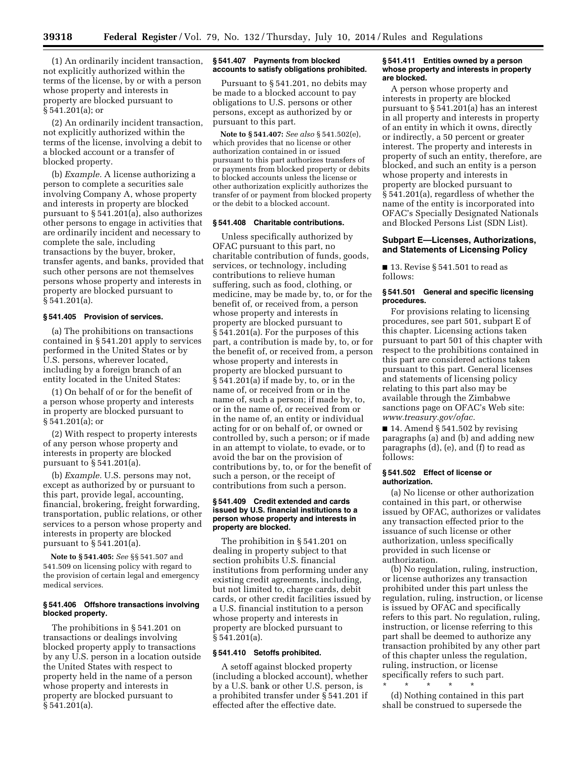(1) An ordinarily incident transaction, not explicitly authorized within the terms of the license, by or with a person whose property and interests in property are blocked pursuant to § 541.201(a); or

(2) An ordinarily incident transaction, not explicitly authorized within the terms of the license, involving a debit to a blocked account or a transfer of blocked property.

(b) *Example.* A license authorizing a person to complete a securities sale involving Company A, whose property and interests in property are blocked pursuant to § 541.201(a), also authorizes other persons to engage in activities that are ordinarily incident and necessary to complete the sale, including transactions by the buyer, broker, transfer agents, and banks, provided that such other persons are not themselves persons whose property and interests in property are blocked pursuant to § 541.201(a).

#### § 541.405 Provision of services.

(a) The prohibitions on transactions contained in § 541.201 apply to services performed in the United States or by U.S. persons, wherever located, including by a foreign branch of an entity located in the United States:

(1) On behalf of or for the benefit of a person whose property and interests in property are blocked pursuant to § 541.201(a); or

(2) With respect to property interests of any person whose property and interests in property are blocked pursuant to § 541.201(a).

(b) *Example.* U.S. persons may not, except as authorized by or pursuant to this part, provide legal, accounting, financial, brokering, freight forwarding, transportation, public relations, or other services to a person whose property and interests in property are blocked pursuant to § 541.201(a).

**Note to § 541.405:** *See* §§ 541.507 and 541.509 on licensing policy with regard to the provision of certain legal and emergency medical services.

#### § 541.406 Offshore transactions involving blocked property.

The prohibitions in § 541.201 on transactions or dealings involving blocked property apply to transactions by any U.S. person in a location outside the United States with respect to property held in the name of a person whose property and interests in property are blocked pursuant to § 541.201(a).

#### § 541.407 Payments from blocked accounts to satisfy obligations prohibited.

Pursuant to § 541.201, no debits may be made to a blocked account to pay obligations to U.S. persons or other persons, except as authorized by or pursuant to this part.

**Note to § 541.407:** *See also* § 541.502(e), which provides that no license or other authorization contained in or issued pursuant to this part authorizes transfers of or payments from blocked property or debits to blocked accounts unless the license or other authorization explicitly authorizes the transfer of or payment from blocked property or the debit to a blocked account.

#### § 541.408 Charitable contributions.

Unless specifically authorized by OFAC pursuant to this part, no charitable contribution of funds, goods, services, or technology, including contributions to relieve human suffering, such as food, clothing, or medicine, may be made by, to, or for the benefit of, or received from, a person whose property and interests in property are blocked pursuant to § 541.201(a). For the purposes of this part, a contribution is made by, to, or for the benefit of, or received from, a person whose property and interests in property are blocked pursuant to § 541.201(a) if made by, to, or in the name of, or received from or in the name of, such a person; if made by, to, or in the name of, or received from or in the name of, an entity or individual acting for or on behalf of, or owned or controlled by, such a person; or if made in an attempt to violate, to evade, or to avoid the bar on the provision of contributions by, to, or for the benefit of such a person, or the receipt of contributions from such a person.

#### § 541.409 Credit extended and cards issued by U.S. financial institutions to a person whose property and interests in property are blocked.

The prohibition in § 541.201 on dealing in property subject to that section prohibits U.S. financial institutions from performing under any existing credit agreements, including, but not limited to, charge cards, debit cards, or other credit facilities issued by a U.S. financial institution to a person whose property and interests in property are blocked pursuant to § 541.201(a).

#### § 541.410 Setoffs prohibited.

A setoff against blocked property (including a blocked account), whether by a U.S. bank or other U.S. person, is a prohibited transfer under § 541.201 if effected after the effective date.

#### § 541.411 Entities owned by a person whose property and interests in property are blocked.

A person whose property and interests in property are blocked pursuant to § 541.201(a) has an interest in all property and interests in property of an entity in which it owns, directly or indirectly, a 50 percent or greater interest. The property and interests in property of such an entity, therefore, are blocked, and such an entity is a person whose property and interests in property are blocked pursuant to § 541.201(a), regardless of whether the name of the entity is incorporated into OFAC's Specially Designated Nationals and Blocked Persons List (SDN List).

### Subpart E—Licenses, Authorizations, and Statements of Licensing Policy

■ 13. Revise § 541.501 to read as follows:

#### § 541.501 General and specific licensing procedures.

For provisions relating to licensing procedures, see part 501, subpart E of this chapter. Licensing actions taken pursuant to part 501 of this chapter with respect to the prohibitions contained in this part are considered actions taken pursuant to this part. General licenses and statements of licensing policy relating to this part also may be available through the Zimbabwe sanctions page on OFAC's Web site: *www.treasury.gov/ofac.*

■ 14. Amend § 541.502 by revising paragraphs (a) and (b) and adding new paragraphs (d), (e), and (f) to read as follows:

#### § 541.502 Effect of license or authorization.

(a) No license or other authorization contained in this part, or otherwise issued by OFAC, authorizes or validates any transaction effected prior to the issuance of such license or other authorization, unless specifically provided in such license or authorization.

(b) No regulation, ruling, instruction, or license authorizes any transaction prohibited under this part unless the regulation, ruling, instruction, or license is issued by OFAC and specifically refers to this part. No regulation, ruling, instruction, or license referring to this part shall be deemed to authorize any transaction prohibited by any other part of this chapter unless the regulation, ruling, instruction, or license specifically refers to such part.

\* \* \* \* \*

(d) Nothing contained in this part shall be construed to supersede the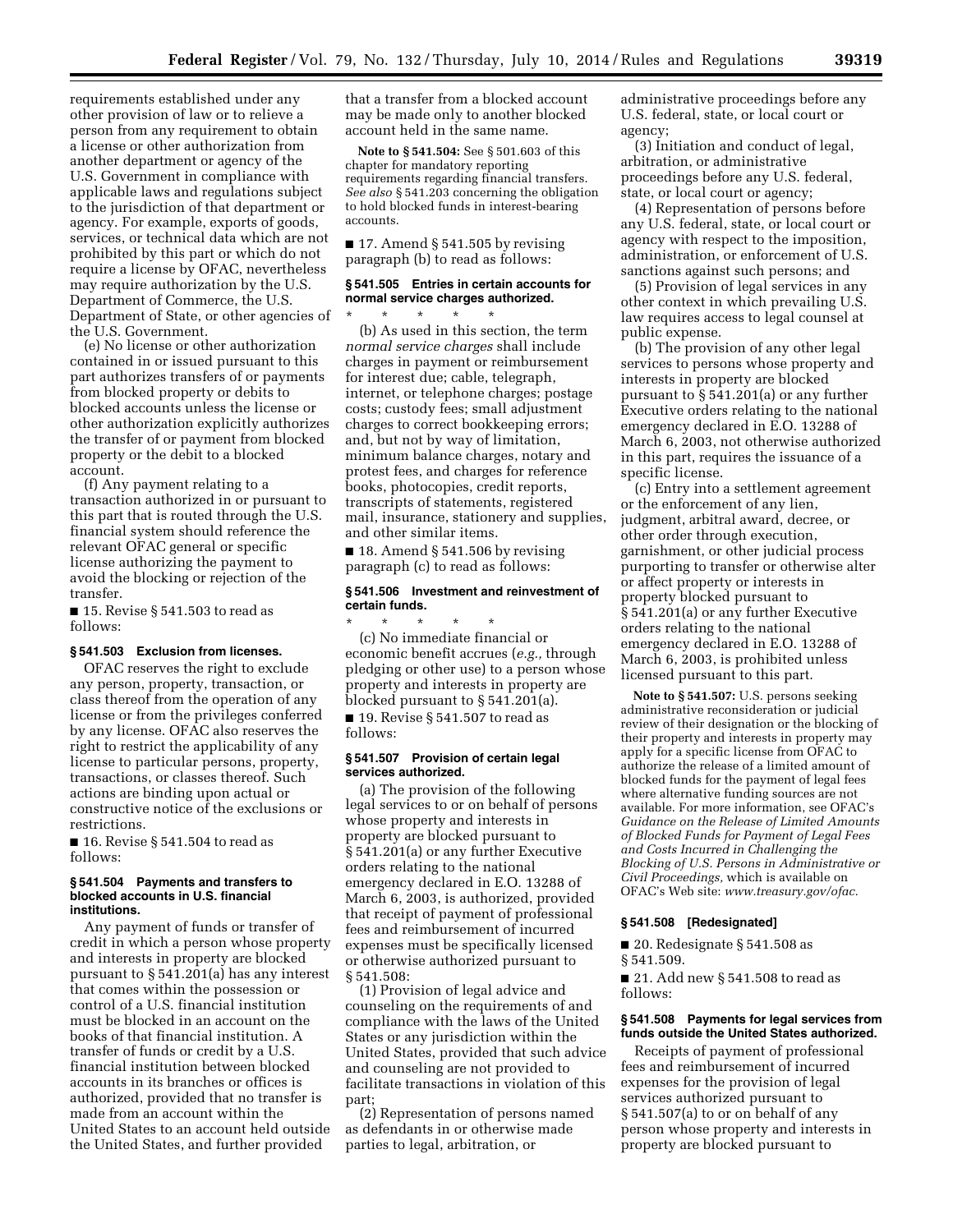requirements established under any other provision of law or to relieve a person from any requirement to obtain a license or other authorization from another department or agency of the U.S. Government in compliance with applicable laws and regulations subject to the jurisdiction of that department or agency. For example, exports of goods, services, or technical data which are not prohibited by this part or which do not require a license by OFAC, nevertheless may require authorization by the U.S. Department of Commerce, the U.S. Department of State, or other agencies of the U.S. Government.

(e) No license or other authorization contained in or issued pursuant to this part authorizes transfers of or payments from blocked property or debits to blocked accounts unless the license or other authorization explicitly authorizes the transfer of or payment from blocked property or the debit to a blocked account.

(f) Any payment relating to a transaction authorized in or pursuant to this part that is routed through the U.S. financial system should reference the relevant OFAC general or specific license authorizing the payment to avoid the blocking or rejection of the transfer.

■ 15. Revise § 541.503 to read as follows:

#### § 541.503 Exclusion from licenses.

OFAC reserves the right to exclude any person, property, transaction, or class thereof from the operation of any license or from the privileges conferred by any license. OFAC also reserves the right to restrict the applicability of any license to particular persons, property, transactions, or classes thereof. Such actions are binding upon actual or constructive notice of the exclusions or restrictions.

■ 16. Revise § 541.504 to read as follows:

#### § 541.504 Payments and transfers to blocked accounts in U.S. financial institutions.

Any payment of funds or transfer of credit in which a person whose property and interests in property are blocked pursuant to § 541.201(a) has any interest that comes within the possession or control of a U.S. financial institution must be blocked in an account on the books of that financial institution. A transfer of funds or credit by a U.S. financial institution between blocked accounts in its branches or offices is authorized, provided that no transfer is made from an account within the United States to an account held outside the United States, and further provided that a transfer from a blocked account may be made only to another blocked account held in the same name.

**Note to § 541.504:** See § 501.603 of this chapter for mandatory reporting requirements regarding financial transfers. *See also* § 541.203 concerning the obligation to hold blocked funds in interest-bearing accounts.

■ 17. Amend § 541.505 by revising paragraph (b) to read as follows:

#### § 541.505 Entries in certain accounts for normal service charges authorized.

\* \* \* \* \*

(b) As used in this section, the term *normal service charges* shall include charges in payment or reimbursement for interest due; cable, telegraph, internet, or telephone charges; postage costs; custody fees; small adjustment charges to correct bookkeeping errors; and, but not by way of limitation, minimum balance charges, notary and protest fees, and charges for reference books, photocopies, credit reports, transcripts of statements, registered mail, insurance, stationery and supplies, and other similar items.

■ 18. Amend § 541.506 by revising paragraph (c) to read as follows:

#### § 541.506 Investment and reinvestment of certain funds.

\* \* \* \* \*

(c) No immediate financial or economic benefit accrues (*e.g.,* through pledging or other use) to a person whose property and interests in property are blocked pursuant to § 541.201(a).

■ 19. Revise § 541.507 to read as follows:

#### § 541.507 Provision of certain legal services authorized.

(a) The provision of the following legal services to or on behalf of persons whose property and interests in property are blocked pursuant to § 541.201(a) or any further Executive orders relating to the national emergency declared in E.O. 13288 of March 6, 2003, is authorized, provided that receipt of payment of professional fees and reimbursement of incurred expenses must be specifically licensed or otherwise authorized pursuant to § 541.508:

(1) Provision of legal advice and counseling on the requirements of and compliance with the laws of the United States or any jurisdiction within the United States, provided that such advice and counseling are not provided to facilitate transactions in violation of this part;

(2) Representation of persons named as defendants in or otherwise made parties to legal, arbitration, or administrative proceedings before any U.S. federal, state, or local court or agency;

(3) Initiation and conduct of legal, arbitration, or administrative proceedings before any U.S. federal, state, or local court or agency;

(4) Representation of persons before any U.S. federal, state, or local court or agency with respect to the imposition, administration, or enforcement of U.S. sanctions against such persons; and

(5) Provision of legal services in any other context in which prevailing U.S. law requires access to legal counsel at public expense.

(b) The provision of any other legal services to persons whose property and interests in property are blocked pursuant to § 541.201(a) or any further Executive orders relating to the national emergency declared in E.O. 13288 of March 6, 2003, not otherwise authorized in this part, requires the issuance of a specific license.

(c) Entry into a settlement agreement or the enforcement of any lien, judgment, arbitral award, decree, or other order through execution, garnishment, or other judicial process purporting to transfer or otherwise alter or affect property or interests in property blocked pursuant to § 541.201(a) or any further Executive orders relating to the national emergency declared in E.O. 13288 of March 6, 2003, is prohibited unless licensed pursuant to this part.

**Note to § 541.507:** U.S. persons seeking administrative reconsideration or judicial review of their designation or the blocking of their property and interests in property may apply for a specific license from OFAC to authorize the release of a limited amount of blocked funds for the payment of legal fees where alternative funding sources are not available. For more information, see OFAC's *Guidance on the Release of Limited Amounts of Blocked Funds for Payment of Legal Fees and Costs Incurred in Challenging the Blocking of U.S. Persons in Administrative or Civil Proceedings,* which is available on OFAC's Web site: *www.treasury.gov/ofac.*

#### § 541.508 [Redesignated]

■ 20. Redesignate § 541.508 as § 541.509.

■ 21. Add new § 541.508 to read as follows:

#### § 541.508 Payments for legal services from funds outside the United States authorized.

Receipts of payment of professional fees and reimbursement of incurred expenses for the provision of legal services authorized pursuant to § 541.507(a) to or on behalf of any person whose property and interests in property are blocked pursuant to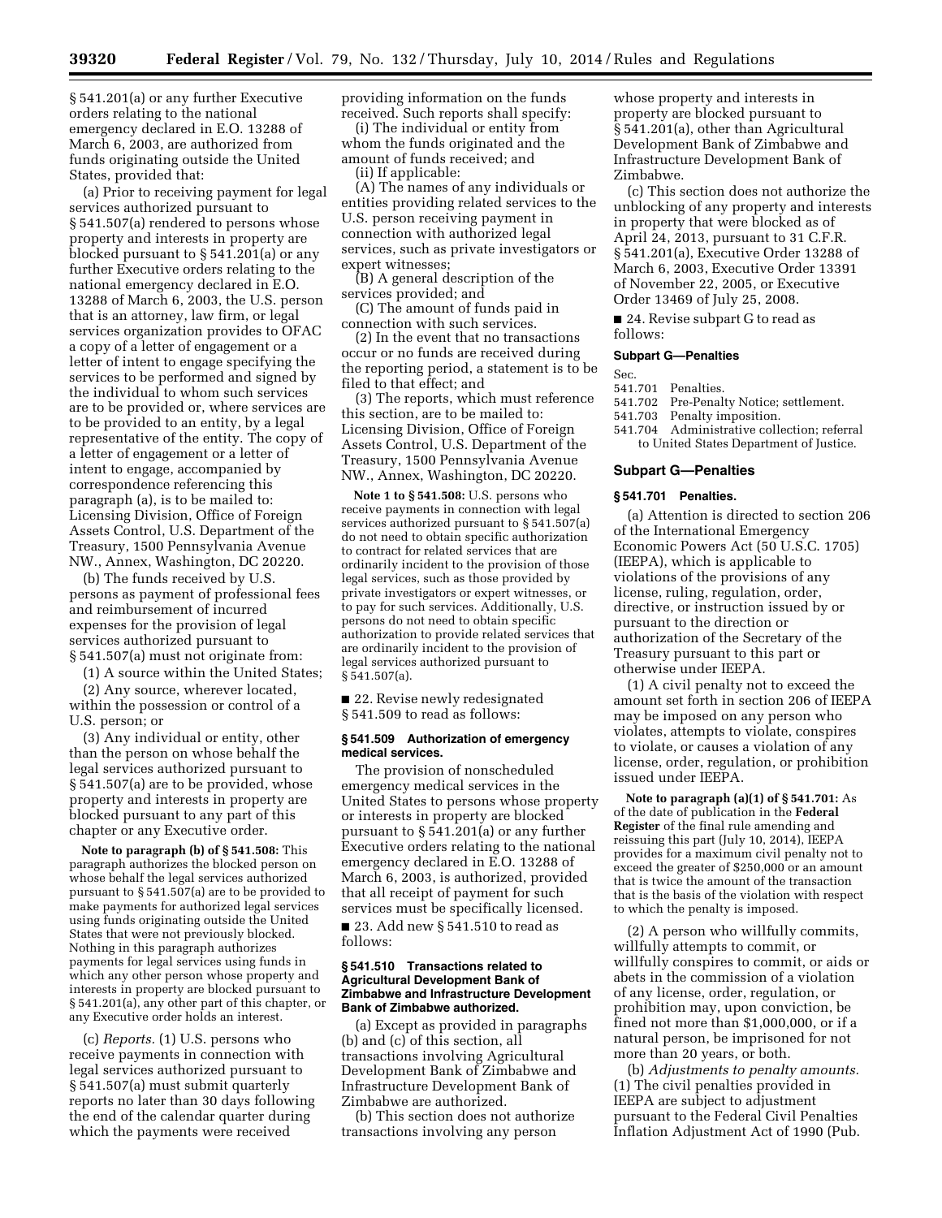§ 541.201(a) or any further Executive orders relating to the national emergency declared in E.O. 13288 of March 6, 2003, are authorized from funds originating outside the United States, provided that:

(a) Prior to receiving payment for legal services authorized pursuant to § 541.507(a) rendered to persons whose property and interests in property are blocked pursuant to § 541.201(a) or any further Executive orders relating to the national emergency declared in E.O. 13288 of March 6, 2003, the U.S. person that is an attorney, law firm, or legal services organization provides to OFAC a copy of a letter of engagement or a letter of intent to engage specifying the services to be performed and signed by the individual to whom such services are to be provided or, where services are to be provided to an entity, by a legal representative of the entity. The copy of a letter of engagement or a letter of intent to engage, accompanied by correspondence referencing this paragraph (a), is to be mailed to: Licensing Division, Office of Foreign Assets Control, U.S. Department of the Treasury, 1500 Pennsylvania Avenue NW., Annex, Washington, DC 20220.

(b) The funds received by U.S. persons as payment of professional fees and reimbursement of incurred expenses for the provision of legal services authorized pursuant to § 541.507(a) must not originate from:

(1) A source within the United States;

(2) Any source, wherever located, within the possession or control of a U.S. person; or

(3) Any individual or entity, other than the person on whose behalf the legal services authorized pursuant to § 541.507(a) are to be provided, whose property and interests in property are blocked pursuant to any part of this chapter or any Executive order.

**Note to paragraph (b) of § 541.508:** This paragraph authorizes the blocked person on whose behalf the legal services authorized pursuant to § 541.507(a) are to be provided to make payments for authorized legal services using funds originating outside the United States that were not previously blocked. Nothing in this paragraph authorizes payments for legal services using funds in which any other person whose property and interests in property are blocked pursuant to § 541.201(a), any other part of this chapter, or any Executive order holds an interest.

(c) *Reports.* (1) U.S. persons who receive payments in connection with legal services authorized pursuant to § 541.507(a) must submit quarterly reports no later than 30 days following the end of the calendar quarter during which the payments were received providing information on the funds received. Such reports shall specify:

(i) The individual or entity from whom the funds originated and the amount of funds received; and

(ii) If applicable:

(A) The names of any individuals or entities providing related services to the U.S. person receiving payment in connection with authorized legal services, such as private investigators or expert witnesses;

(B) A general description of the services provided; and

(C) The amount of funds paid in connection with such services.

(2) In the event that no transactions occur or no funds are received during the reporting period, a statement is to be filed to that effect; and

(3) The reports, which must reference this section, are to be mailed to: Licensing Division, Office of Foreign Assets Control, U.S. Department of the Treasury, 1500 Pennsylvania Avenue NW., Annex, Washington, DC 20220.

**Note 1 to § 541.508:** U.S. persons who receive payments in connection with legal services authorized pursuant to § 541.507(a) do not need to obtain specific authorization to contract for related services that are ordinarily incident to the provision of those legal services, such as those provided by private investigators or expert witnesses, or to pay for such services. Additionally, U.S. persons do not need to obtain specific authorization to provide related services that are ordinarily incident to the provision of legal services authorized pursuant to § 541.507(a).

■ 22. Revise newly redesignated § 541.509 to read as follows:

### § 541.509 Authorization of emergency medical services.

The provision of nonscheduled emergency medical services in the United States to persons whose property or interests in property are blocked pursuant to § 541.201(a) or any further Executive orders relating to the national emergency declared in E.O. 13288 of March 6, 2003, is authorized, provided that all receipt of payment for such services must be specifically licensed.

■ 23. Add new § 541.510 to read as follows:

### § 541.510 Transactions related to Agricultural Development Bank of Zimbabwe and Infrastructure Development Bank of Zimbabwe authorized.

(a) Except as provided in paragraphs (b) and (c) of this section, all transactions involving Agricultural Development Bank of Zimbabwe and Infrastructure Development Bank of Zimbabwe are authorized.

(b) This section does not authorize transactions involving any person whose property and interests in property are blocked pursuant to § 541.201(a), other than Agricultural Development Bank of Zimbabwe and Infrastructure Development Bank of Zimbabwe.

(c) This section does not authorize the unblocking of any property and interests in property that were blocked as of April 24, 2013, pursuant to 31 C.F.R. § 541.201(a), Executive Order 13288 of March 6, 2003, Executive Order 13391 of November 22, 2005, or Executive Order 13469 of July 25, 2008.

■ 24. Revise subpart G to read as follows:

#### Subpart G—Penalties

Sec.
541.701 Penalties.
541.702 Pre-Penalty Notice; settlement.
541.703 Penalty imposition.
541.704 Administrative collection; referral to United States Department of Justice.

## Subpart G—Penalties

### § 541.701 Penalties.

(a) Attention is directed to section 206 of the International Emergency Economic Powers Act (50 U.S.C. 1705) (IEEPA), which is applicable to violations of the provisions of any license, ruling, regulation, order, directive, or instruction issued by or pursuant to the direction or authorization of the Secretary of the Treasury pursuant to this part or otherwise under IEEPA.

(1) A civil penalty not to exceed the amount set forth in section 206 of IEEPA may be imposed on any person who violates, attempts to violate, conspires to violate, or causes a violation of any license, order, regulation, or prohibition issued under IEEPA.

**Note to paragraph (a)(1) of § 541.701:** As of the date of publication in the **Federal Register** of the final rule amending and reissuing this part (July 10, 2014), IEEPA provides for a maximum civil penalty not to exceed the greater of $250,000 or an amount that is twice the amount of the transaction that is the basis of the violation with respect to which the penalty is imposed.

(2) A person who willfully commits, willfully attempts to commit, or willfully conspires to commit, or aids or abets in the commission of a violation of any license, order, regulation, or prohibition may, upon conviction, be fined not more than $1,000,000, or if a natural person, be imprisoned for not more than 20 years, or both.

(b) *Adjustments to penalty amounts.* (1) The civil penalties provided in IEEPA are subject to adjustment pursuant to the Federal Civil Penalties Inflation Adjustment Act of 1990 (Pub.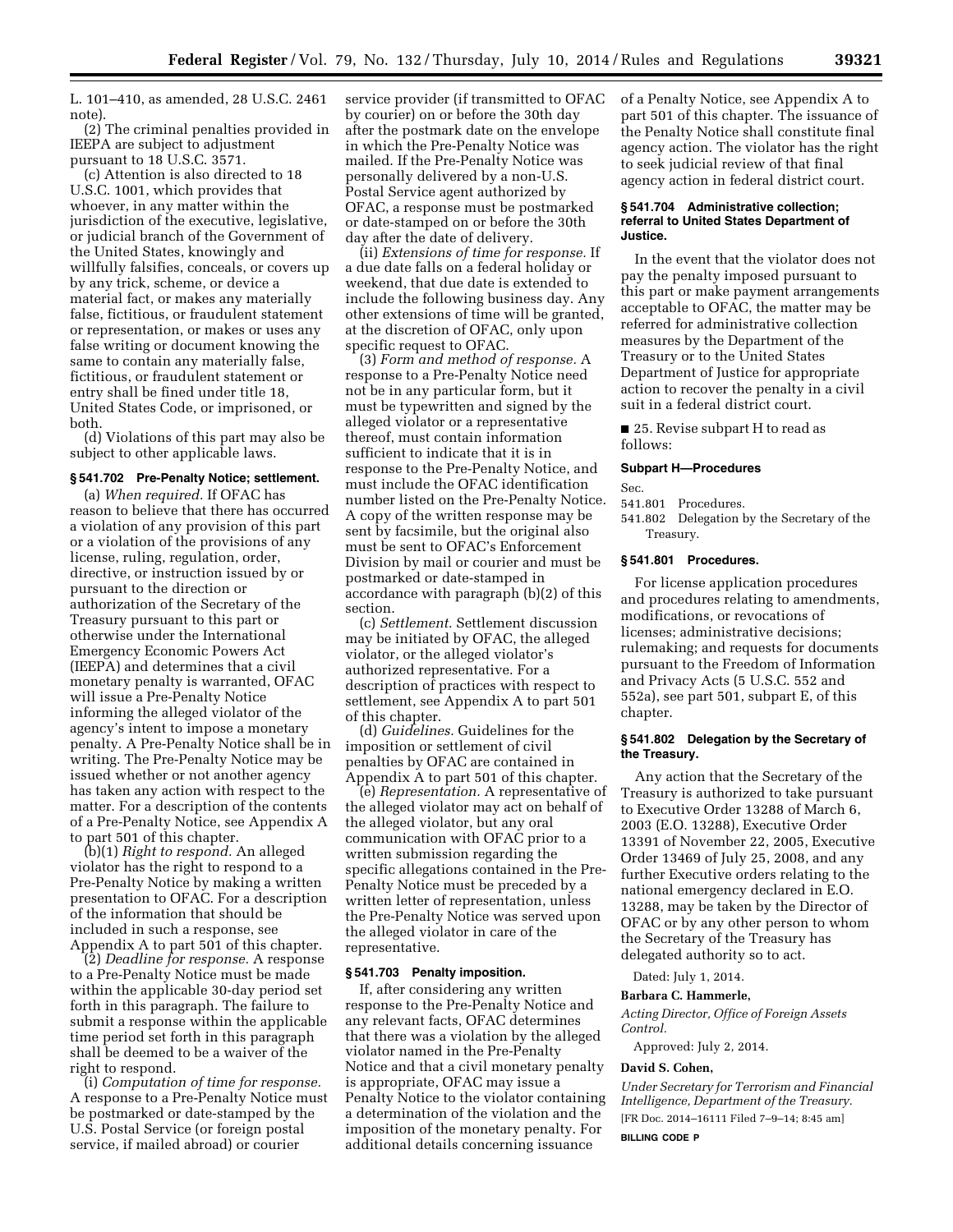L. 101–410, as amended, 28 U.S.C. 2461 note).

(2) The criminal penalties provided in IEEPA are subject to adjustment pursuant to 18 U.S.C. 3571.

(c) Attention is also directed to 18 U.S.C. 1001, which provides that whoever, in any matter within the jurisdiction of the executive, legislative, or judicial branch of the Government of the United States, knowingly and willfully falsifies, conceals, or covers up by any trick, scheme, or device a material fact, or makes any materially false, fictitious, or fraudulent statement or representation, or makes or uses any false writing or document knowing the same to contain any materially false, fictitious, or fraudulent statement or entry shall be fined under title 18, United States Code, or imprisoned, or both.

(d) Violations of this part may also be subject to other applicable laws.

### § 541.702 Pre-Penalty Notice; settlement.

(a) *When required.* If OFAC has reason to believe that there has occurred a violation of any provision of this part or a violation of the provisions of any license, ruling, regulation, order, directive, or instruction issued by or pursuant to the direction or authorization of the Secretary of the Treasury pursuant to this part or otherwise under the International Emergency Economic Powers Act (IEEPA) and determines that a civil monetary penalty is warranted, OFAC will issue a Pre-Penalty Notice informing the alleged violator of the agency's intent to impose a monetary penalty. A Pre-Penalty Notice shall be in writing. The Pre-Penalty Notice may be issued whether or not another agency has taken any action with respect to the matter. For a description of the contents of a Pre-Penalty Notice, see Appendix A to part 501 of this chapter.

(b)(1) *Right to respond.* An alleged violator has the right to respond to a Pre-Penalty Notice by making a written presentation to OFAC. For a description of the information that should be included in such a response, see Appendix A to part 501 of this chapter.

(2) *Deadline for response.* A response to a Pre-Penalty Notice must be made within the applicable 30-day period set forth in this paragraph. The failure to submit a response within the applicable time period set forth in this paragraph shall be deemed to be a waiver of the right to respond.

(i) *Computation of time for response.* A response to a Pre-Penalty Notice must be postmarked or date-stamped by the U.S. Postal Service (or foreign postal service, if mailed abroad) or courier service provider (if transmitted to OFAC by courier) on or before the 30th day after the postmark date on the envelope in which the Pre-Penalty Notice was mailed. If the Pre-Penalty Notice was personally delivered by a non-U.S. Postal Service agent authorized by OFAC, a response must be postmarked or date-stamped on or before the 30th day after the date of delivery.

(ii) *Extensions of time for response.* If a due date falls on a federal holiday or weekend, that due date is extended to include the following business day. Any other extensions of time will be granted, at the discretion of OFAC, only upon specific request to OFAC.

(3) *Form and method of response.* A response to a Pre-Penalty Notice need not be in any particular form, but it must be typewritten and signed by the alleged violator or a representative thereof, must contain information sufficient to indicate that it is in response to the Pre-Penalty Notice, and must include the OFAC identification number listed on the Pre-Penalty Notice. A copy of the written response may be sent by facsimile, but the original also must be sent to OFAC's Enforcement Division by mail or courier and must be postmarked or date-stamped in accordance with paragraph (b)(2) of this section.

(c) *Settlement.* Settlement discussion may be initiated by OFAC, the alleged violator, or the alleged violator's authorized representative. For a description of practices with respect to settlement, see Appendix A to part 501 of this chapter.

(d) *Guidelines.* Guidelines for the imposition or settlement of civil penalties by OFAC are contained in Appendix A to part 501 of this chapter.

(e) *Representation.* A representative of the alleged violator may act on behalf of the alleged violator, but any oral communication with OFAC prior to a written submission regarding the specific allegations contained in the Pre-Penalty Notice must be preceded by a written letter of representation, unless the Pre-Penalty Notice was served upon the alleged violator in care of the representative.

### § 541.703 Penalty imposition.

If, after considering any written response to the Pre-Penalty Notice and any relevant facts, OFAC determines that there was a violation by the alleged violator named in the Pre-Penalty Notice and that a civil monetary penalty is appropriate, OFAC may issue a Penalty Notice to the violator containing a determination of the violation and the imposition of the monetary penalty. For additional details concerning issuance of a Penalty Notice, see Appendix A to part 501 of this chapter. The issuance of the Penalty Notice shall constitute final agency action. The violator has the right to seek judicial review of that final agency action in federal district court.

### § 541.704 Administrative collection; referral to United States Department of Justice.

In the event that the violator does not pay the penalty imposed pursuant to this part or make payment arrangements acceptable to OFAC, the matter may be referred for administrative collection measures by the Department of the Treasury or to the United States Department of Justice for appropriate action to recover the penalty in a civil suit in a federal district court.

■ 25. Revise subpart H to read as follows:

## Subpart H—Procedures

Sec.
541.801 Procedures.
541.802 Delegation by the Secretary of the Treasury.

### § 541.801 Procedures.

For license application procedures and procedures relating to amendments, modifications, or revocations of licenses; administrative decisions; rulemaking; and requests for documents pursuant to the Freedom of Information and Privacy Acts (5 U.S.C. 552 and 552a), see part 501, subpart E, of this chapter.

### § 541.802 Delegation by the Secretary of the Treasury.

Any action that the Secretary of the Treasury is authorized to take pursuant to Executive Order 13288 of March 6, 2003 (E.O. 13288), Executive Order 13391 of November 22, 2005, Executive Order 13469 of July 25, 2008, and any further Executive orders relating to the national emergency declared in E.O. 13288, may be taken by the Director of OFAC or by any other person to whom the Secretary of the Treasury has delegated authority so to act.

Dated: July 1, 2014.

**Barbara C. Hammerle,**

*Acting Director, Office of Foreign Assets Control.*

Approved: July 2, 2014.

**David S. Cohen,**

*Under Secretary for Terrorism and Financial Intelligence, Department of the Treasury.*

[FR Doc. 2014–16111 Filed 7–9–14; 8:45 am]

**BILLING CODE P**